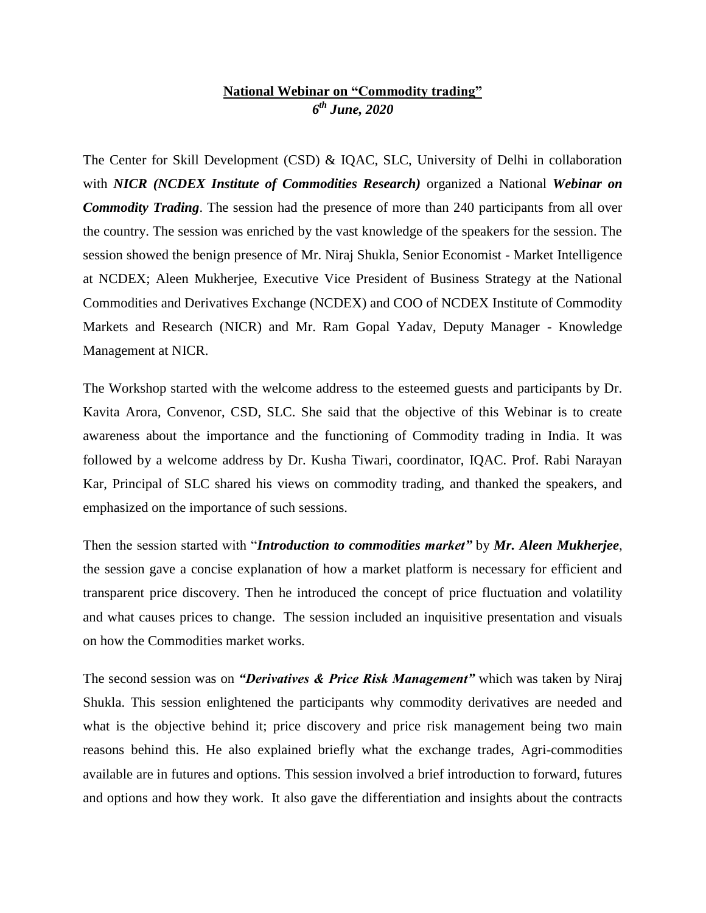**National Webinar on "Commodity trading"**
***6th June, 2020***

The Center for Skill Development (CSD) & IQAC, SLC, University of Delhi in collaboration with ***NICR (NCDEX Institute of Commodities Research)*** organized a National ***Webinar on Commodity Trading***. The session had the presence of more than 240 participants from all over the country. The session was enriched by the vast knowledge of the speakers for the session. The session showed the benign presence of Mr. Niraj Shukla, Senior Economist - Market Intelligence at NCDEX; Aleen Mukherjee, Executive Vice President of Business Strategy at the National Commodities and Derivatives Exchange (NCDEX) and COO of NCDEX Institute of Commodity Markets and Research (NICR) and Mr. Ram Gopal Yadav, Deputy Manager - Knowledge Management at NICR.

The Workshop started with the welcome address to the esteemed guests and participants by Dr. Kavita Arora, Convenor, CSD, SLC. She said that the objective of this Webinar is to create awareness about the importance and the functioning of Commodity trading in India. It was followed by a welcome address by Dr. Kusha Tiwari, coordinator, IQAC. Prof. Rabi Narayan Kar, Principal of SLC shared his views on commodity trading, and thanked the speakers, and emphasized on the importance of such sessions.

Then the session started with "***Introduction to commodities market"*** by ***Mr. Aleen Mukherjee***, the session gave a concise explanation of how a market platform is necessary for efficient and transparent price discovery. Then he introduced the concept of price fluctuation and volatility and what causes prices to change. The session included an inquisitive presentation and visuals on how the Commodities market works.

The second session was on ***"Derivatives & Price Risk Management"*** which was taken by Niraj Shukla. This session enlightened the participants why commodity derivatives are needed and what is the objective behind it; price discovery and price risk management being two main reasons behind this. He also explained briefly what the exchange trades, Agri-commodities available are in futures and options. This session involved a brief introduction to forward, futures and options and how they work. It also gave the differentiation and insights about the contracts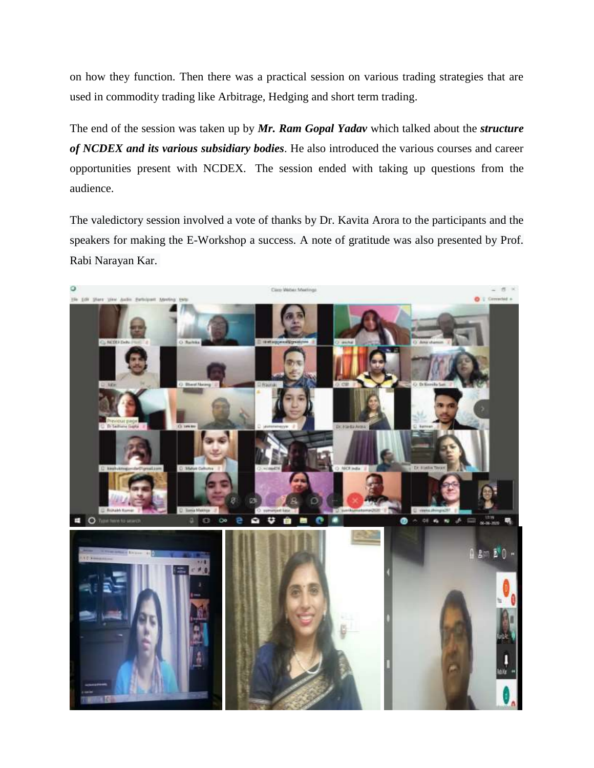on how they function. Then there was a practical session on various trading strategies that are used in commodity trading like Arbitrage, Hedging and short term trading.

The end of the session was taken up by ***Mr. Ram Gopal Yadav*** which talked about the ***structure of NCDEX and its various subsidiary bodies***. He also introduced the various courses and career opportunities present with NCDEX. The session ended with taking up questions from the audience.

The valedictory session involved a vote of thanks by Dr. Kavita Arora to the participants and the speakers for making the E-Workshop a success. A note of gratitude was also presented by Prof. Rabi Narayan Kar.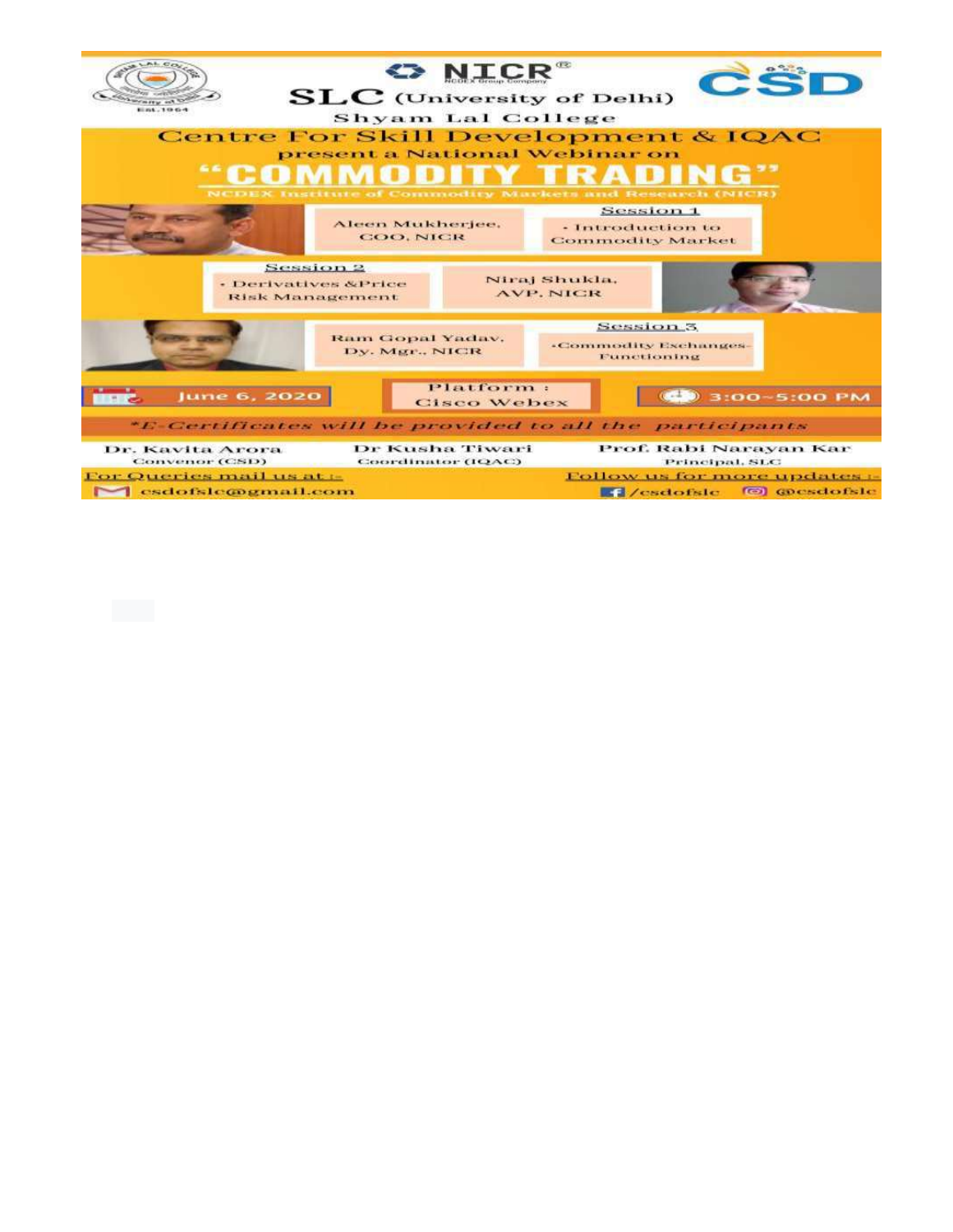NICR®
NCDEX Group Company

SLC (University of Delhi)

Shyam Lal College

Est.1964

CSD

# Centre For Skill Development & IQAC

present a National Webinar on

# "COMMODITY TRADING"

NCDEX Institute of Commodity Markets and Research (NICR)

Aleen Mukherjee, COO, NICR

**Session 1**
- Introduction to Commodity Market

**Session 2**
- Derivatives &Price Risk Management

Niraj Shukla, AVP, NICR

Ram Gopal Yadav, Dy. Mgr., NICR

**Session 3**
- Commodity Exchanges-Functioning

June 6, 2020

Platform : Cisco Webex

3:00-5:00 PM

*E-Certificates will be provided to all the participants*

Dr. Kavita Arora
Convenor (CSD)

Dr Kusha Tiwari
Coordinator (IQAC)

Prof. Rabi Narayan Kar
Principal, SLC

For Queries mail us at :-
csdofslc@gmail.com

Follow us for more updates :-
/csdofslc @csdofslc